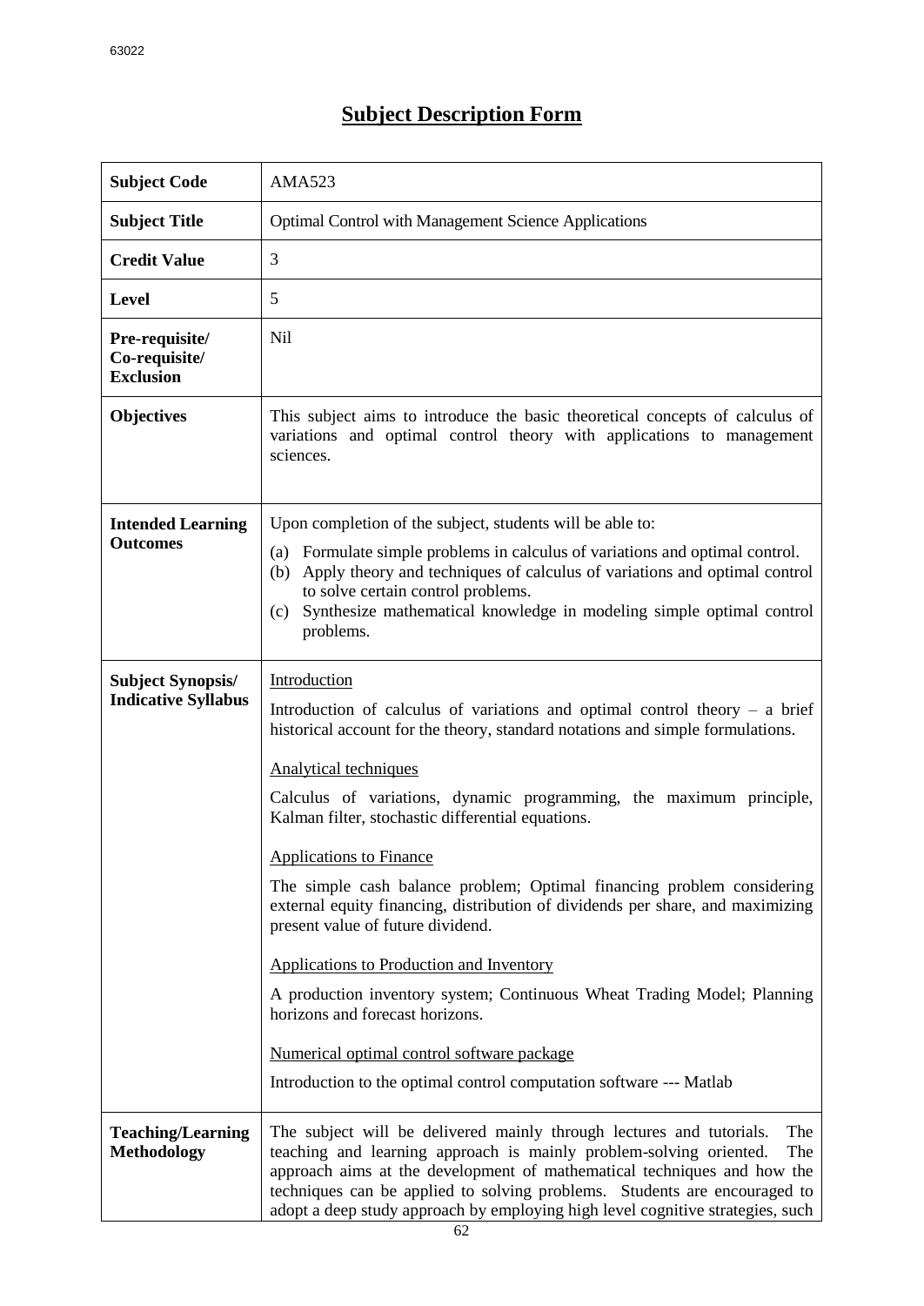# Subject Description Form

| | |
|---|---|
| **Subject Code** | AMA523 |
| **Subject Title** | Optimal Control with Management Science Applications |
| **Credit Value** | 3 |
| **Level** | 5 |
| **Pre-requisite/ Co-requisite/ Exclusion** | Nil |
| **Objectives** | This subject aims to introduce the basic theoretical concepts of calculus of variations and optimal control theory with applications to management sciences. |
| **Intended Learning Outcomes** | Upon completion of the subject, students will be able to:<br>(a) Formulate simple problems in calculus of variations and optimal control.<br>(b) Apply theory and techniques of calculus of variations and optimal control to solve certain control problems.<br>(c) Synthesize mathematical knowledge in modeling simple optimal control problems. |
| **Subject Synopsis/ Indicative Syllabus** | <u>Introduction</u><br>Introduction of calculus of variations and optimal control theory – a brief historical account for the theory, standard notations and simple formulations.<br><br><u>Analytical techniques</u><br>Calculus of variations, dynamic programming, the maximum principle, Kalman filter, stochastic differential equations.<br><br><u>Applications to Finance</u><br>The simple cash balance problem; Optimal financing problem considering external equity financing, distribution of dividends per share, and maximizing present value of future dividend.<br><br><u>Applications to Production and Inventory</u><br>A production inventory system; Continuous Wheat Trading Model; Planning horizons and forecast horizons.<br><br><u>Numerical optimal control software package</u><br>Introduction to the optimal control computation software --- Matlab |
| **Teaching/Learning Methodology** | The subject will be delivered mainly through lectures and tutorials. The teaching and learning approach is mainly problem-solving oriented. The approach aims at the development of mathematical techniques and how the techniques can be applied to solving problems. Students are encouraged to adopt a deep study approach by employing high level cognitive strategies, such |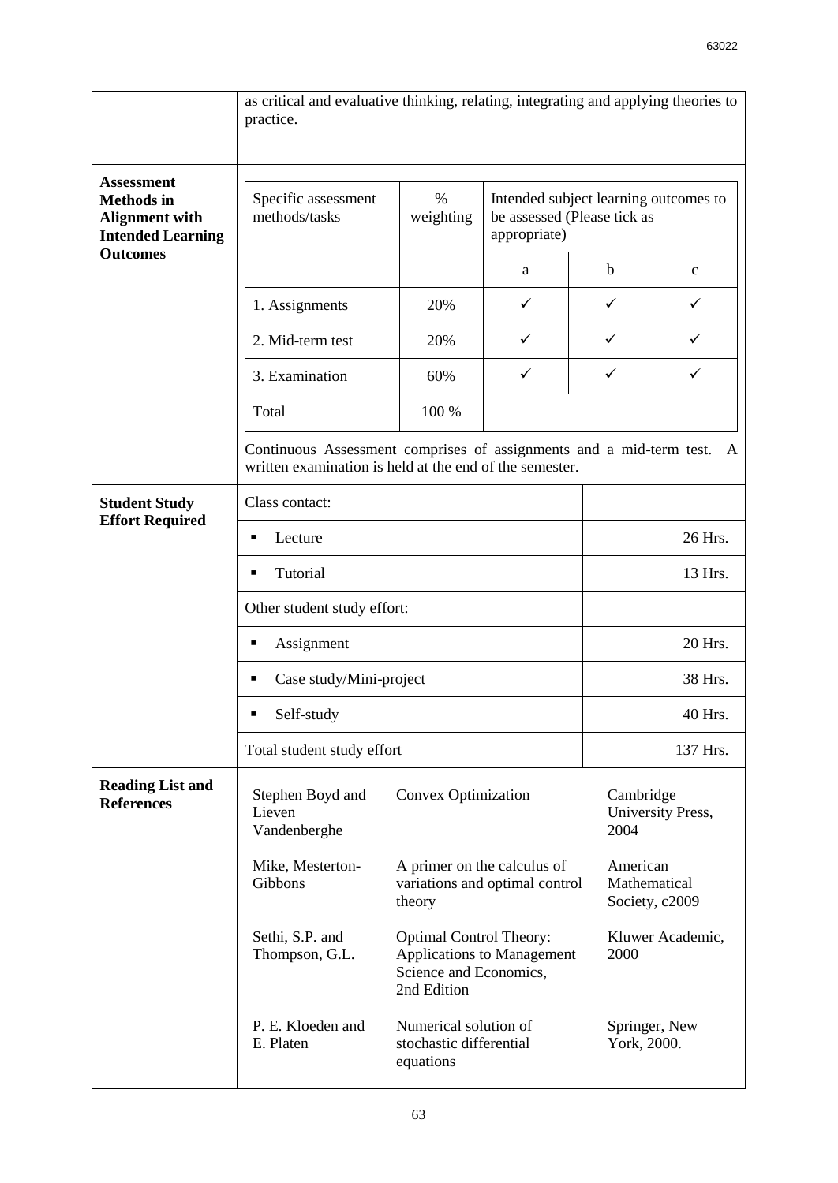| | |
|---|---|
| | as critical and evaluative thinking, relating, integrating and applying theories to practice. |

**Assessment Methods in Alignment with Intended Learning Outcomes**

| Specific assessment methods/tasks | % weighting | Intended subject learning outcomes to be assessed (Please tick as appropriate) | | |
|---|---|---|---|---|
| | | a | b | c |
| 1. Assignments | 20% | ✓ | ✓ | ✓ |
| 2. Mid-term test | 20% | ✓ | ✓ | ✓ |
| 3. Examination | 60% | ✓ | ✓ | ✓ |
| Total | 100 % | | | |

Continuous Assessment comprises of assignments and a mid-term test. A written examination is held at the end of the semester.

**Student Study Effort Required**

| | |
|---|---|
| Class contact: | |
| ▪ Lecture | 26 Hrs. |
| ▪ Tutorial | 13 Hrs. |
| Other student study effort: | |
| ▪ Assignment | 20 Hrs. |
| ▪ Case study/Mini-project | 38 Hrs. |
| ▪ Self-study | 40 Hrs. |
| Total student study effort | 137 Hrs. |

**Reading List and References**

| | | |
|---|---|---|
| Stephen Boyd and Lieven Vandenberghe | Convex Optimization | Cambridge University Press, 2004 |
| Mike, Mesterton-Gibbons | A primer on the calculus of variations and optimal control theory | American Mathematical Society, c2009 |
| Sethi, S.P. and Thompson, G.L. | Optimal Control Theory: Applications to Management Science and Economics, 2nd Edition | Kluwer Academic, 2000 |
| P. E. Kloeden and E. Platen | Numerical solution of stochastic differential equations | Springer, New York, 2000. |